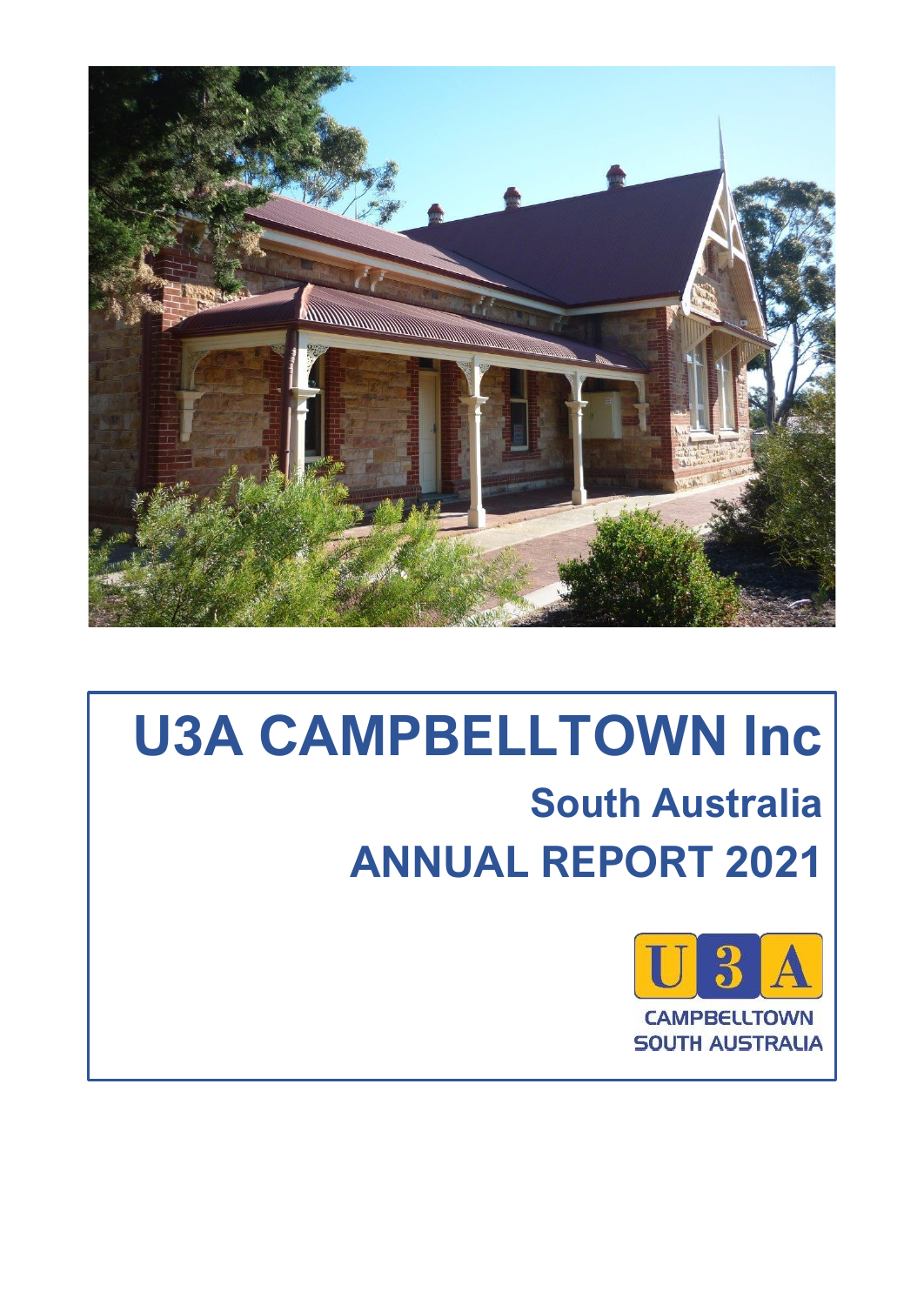# U3A CAMPBELLTOWN Inc

## South Australia

## ANNUAL REPORT 2021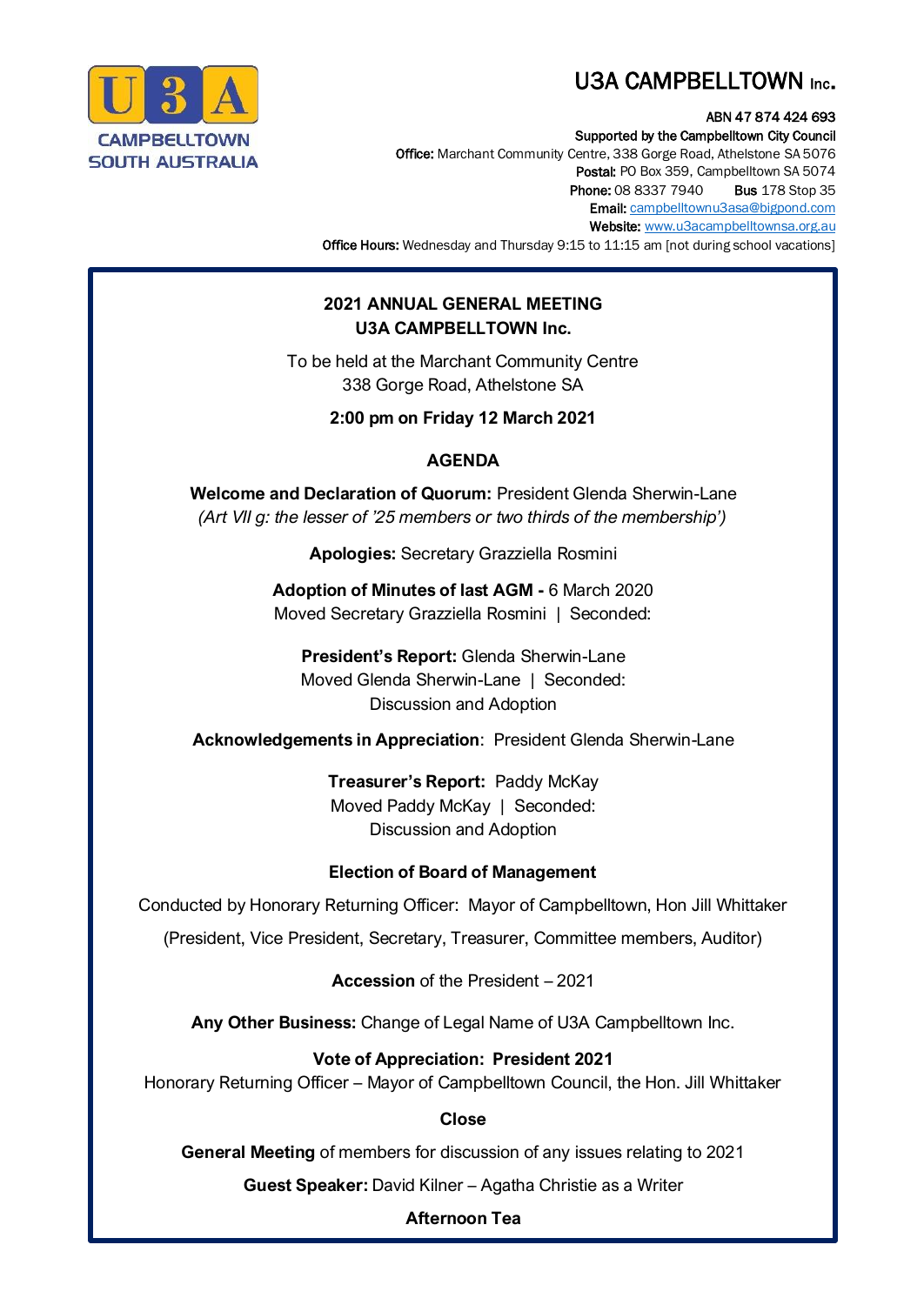# U3A CAMPBELLTOWN Inc.

U3A CAMPBELLTOWN SOUTH AUSTRALIA

**ABN 47 874 424 693**
**Supported by the Campbelltown City Council**
**Office:** Marchant Community Centre, 338 Gorge Road, Athelstone SA 5076
**Postal:** PO Box 359, Campbelltown SA 5074
**Phone:** 08 8337 7940 **Bus** 178 Stop 35
**Email:** campbelltownu3asa@bigpond.com
**Website:** www.u3acampbelltownsa.org.au
**Office Hours:** Wednesday and Thursday 9:15 to 11:15 am [not during school vacations]

## 2021 ANNUAL GENERAL MEETING
## U3A CAMPBELLTOWN Inc.

To be held at the Marchant Community Centre
338 Gorge Road, Athelstone SA

**2:00 pm on Friday 12 March 2021**

## AGENDA

**Welcome and Declaration of Quorum:** President Glenda Sherwin-Lane
*(Art VII g: the lesser of '25 members or two thirds of the membership')*

**Apologies:** Secretary Grazziella Rosmini

**Adoption of Minutes of last AGM -** 6 March 2020
Moved Secretary Grazziella Rosmini | Seconded:

**President's Report:** Glenda Sherwin-Lane
Moved Glenda Sherwin-Lane | Seconded:
Discussion and Adoption

**Acknowledgements in Appreciation**: President Glenda Sherwin-Lane

**Treasurer's Report:** Paddy McKay
Moved Paddy McKay | Seconded:
Discussion and Adoption

**Election of Board of Management**

Conducted by Honorary Returning Officer: Mayor of Campbelltown, Hon Jill Whittaker

(President, Vice President, Secretary, Treasurer, Committee members, Auditor)

**Accession** of the President – 2021

**Any Other Business:** Change of Legal Name of U3A Campbelltown Inc.

**Vote of Appreciation: President 2021**
Honorary Returning Officer – Mayor of Campbelltown Council, the Hon. Jill Whittaker

**Close**

**General Meeting** of members for discussion of any issues relating to 2021

**Guest Speaker:** David Kilner – Agatha Christie as a Writer

**Afternoon Tea**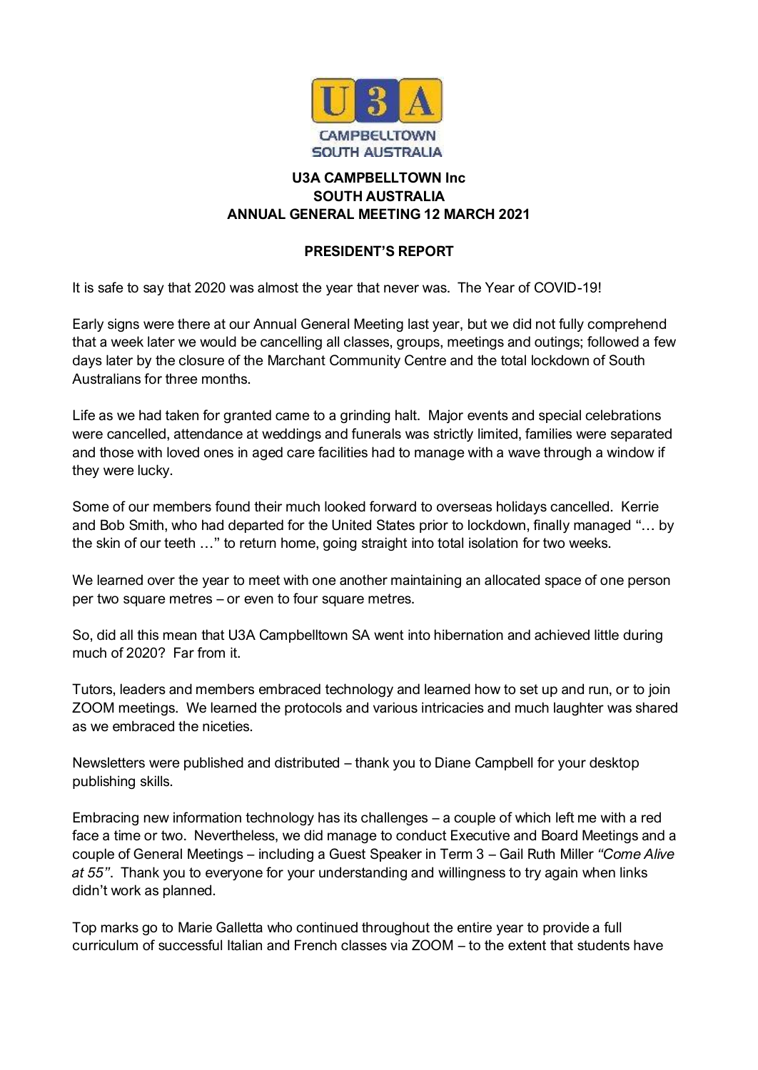**U3A CAMPBELLTOWN Inc**
**SOUTH AUSTRALIA**
**ANNUAL GENERAL MEETING 12 MARCH 2021**

## PRESIDENT'S REPORT

It is safe to say that 2020 was almost the year that never was. The Year of COVID-19!

Early signs were there at our Annual General Meeting last year, but we did not fully comprehend that a week later we would be cancelling all classes, groups, meetings and outings; followed a few days later by the closure of the Marchant Community Centre and the total lockdown of South Australians for three months.

Life as we had taken for granted came to a grinding halt. Major events and special celebrations were cancelled, attendance at weddings and funerals was strictly limited, families were separated and those with loved ones in aged care facilities had to manage with a wave through a window if they were lucky.

Some of our members found their much looked forward to overseas holidays cancelled. Kerrie and Bob Smith, who had departed for the United States prior to lockdown, finally managed "… by the skin of our teeth …" to return home, going straight into total isolation for two weeks.

We learned over the year to meet with one another maintaining an allocated space of one person per two square metres – or even to four square metres.

So, did all this mean that U3A Campbelltown SA went into hibernation and achieved little during much of 2020? Far from it.

Tutors, leaders and members embraced technology and learned how to set up and run, or to join ZOOM meetings. We learned the protocols and various intricacies and much laughter was shared as we embraced the niceties.

Newsletters were published and distributed – thank you to Diane Campbell for your desktop publishing skills.

Embracing new information technology has its challenges – a couple of which left me with a red face a time or two. Nevertheless, we did manage to conduct Executive and Board Meetings and a couple of General Meetings – including a Guest Speaker in Term 3 – Gail Ruth Miller *"Come Alive at 55"*. Thank you to everyone for your understanding and willingness to try again when links didn't work as planned.

Top marks go to Marie Galletta who continued throughout the entire year to provide a full curriculum of successful Italian and French classes via ZOOM – to the extent that students have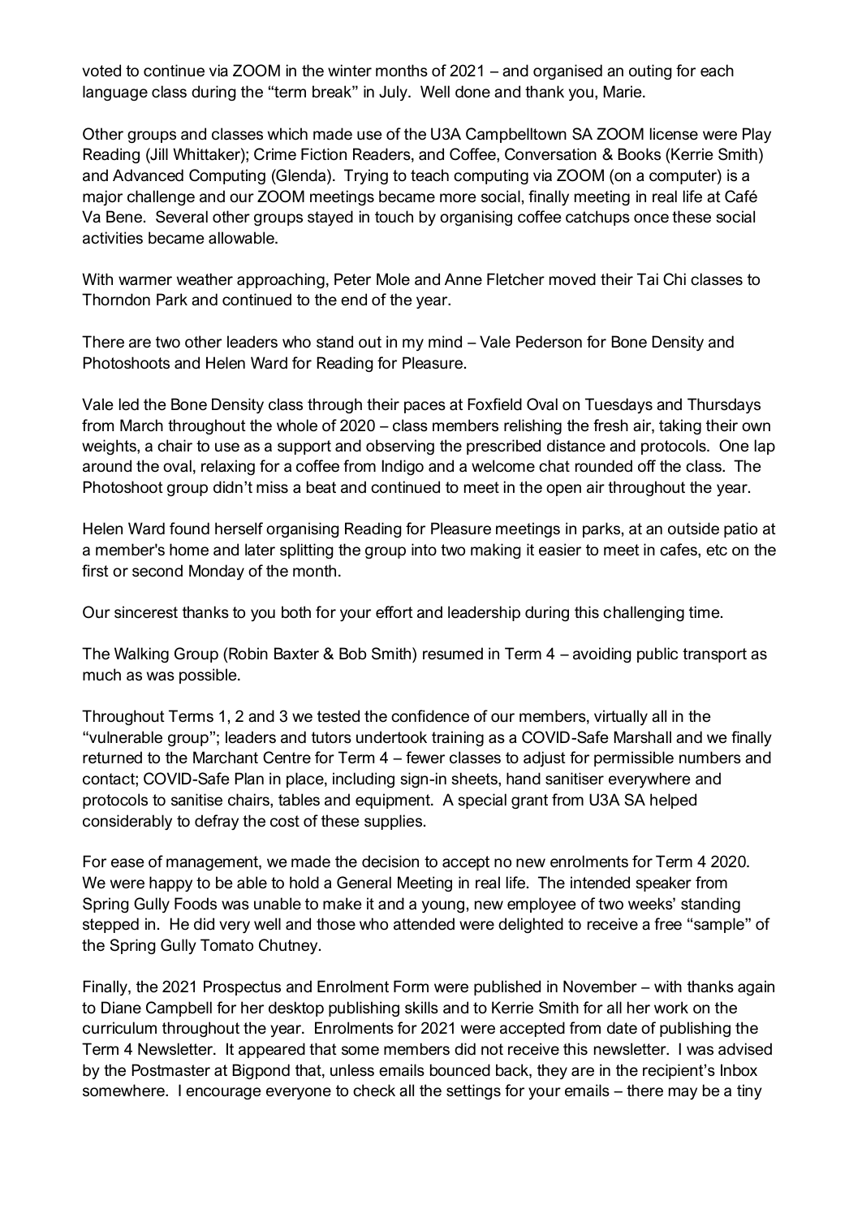voted to continue via ZOOM in the winter months of 2021 – and organised an outing for each language class during the "term break" in July. Well done and thank you, Marie.

Other groups and classes which made use of the U3A Campbelltown SA ZOOM license were Play Reading (Jill Whittaker); Crime Fiction Readers, and Coffee, Conversation & Books (Kerrie Smith) and Advanced Computing (Glenda). Trying to teach computing via ZOOM (on a computer) is a major challenge and our ZOOM meetings became more social, finally meeting in real life at Café Va Bene. Several other groups stayed in touch by organising coffee catchups once these social activities became allowable.

With warmer weather approaching, Peter Mole and Anne Fletcher moved their Tai Chi classes to Thorndon Park and continued to the end of the year.

There are two other leaders who stand out in my mind – Vale Pederson for Bone Density and Photoshoots and Helen Ward for Reading for Pleasure.

Vale led the Bone Density class through their paces at Foxfield Oval on Tuesdays and Thursdays from March throughout the whole of 2020 – class members relishing the fresh air, taking their own weights, a chair to use as a support and observing the prescribed distance and protocols. One lap around the oval, relaxing for a coffee from Indigo and a welcome chat rounded off the class. The Photoshoot group didn't miss a beat and continued to meet in the open air throughout the year.

Helen Ward found herself organising Reading for Pleasure meetings in parks, at an outside patio at a member's home and later splitting the group into two making it easier to meet in cafes, etc on the first or second Monday of the month.

Our sincerest thanks to you both for your effort and leadership during this challenging time.

The Walking Group (Robin Baxter & Bob Smith) resumed in Term 4 – avoiding public transport as much as was possible.

Throughout Terms 1, 2 and 3 we tested the confidence of our members, virtually all in the "vulnerable group"; leaders and tutors undertook training as a COVID-Safe Marshall and we finally returned to the Marchant Centre for Term 4 – fewer classes to adjust for permissible numbers and contact; COVID-Safe Plan in place, including sign-in sheets, hand sanitiser everywhere and protocols to sanitise chairs, tables and equipment. A special grant from U3A SA helped considerably to defray the cost of these supplies.

For ease of management, we made the decision to accept no new enrolments for Term 4 2020. We were happy to be able to hold a General Meeting in real life. The intended speaker from Spring Gully Foods was unable to make it and a young, new employee of two weeks' standing stepped in. He did very well and those who attended were delighted to receive a free "sample" of the Spring Gully Tomato Chutney.

Finally, the 2021 Prospectus and Enrolment Form were published in November – with thanks again to Diane Campbell for her desktop publishing skills and to Kerrie Smith for all her work on the curriculum throughout the year. Enrolments for 2021 were accepted from date of publishing the Term 4 Newsletter. It appeared that some members did not receive this newsletter. I was advised by the Postmaster at Bigpond that, unless emails bounced back, they are in the recipient's Inbox somewhere. I encourage everyone to check all the settings for your emails – there may be a tiny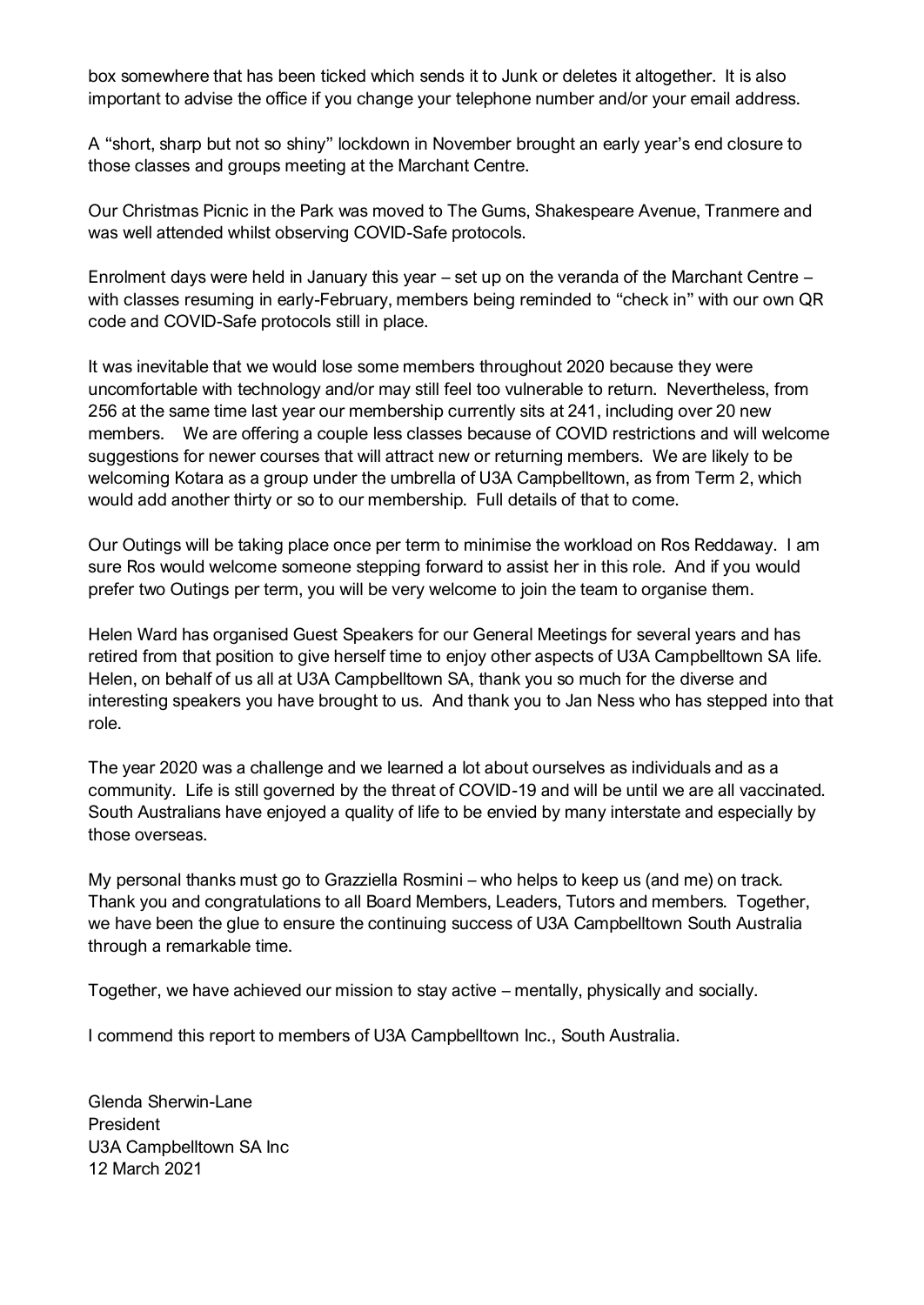box somewhere that has been ticked which sends it to Junk or deletes it altogether. It is also important to advise the office if you change your telephone number and/or your email address.

A "short, sharp but not so shiny" lockdown in November brought an early year's end closure to those classes and groups meeting at the Marchant Centre.

Our Christmas Picnic in the Park was moved to The Gums, Shakespeare Avenue, Tranmere and was well attended whilst observing COVID-Safe protocols.

Enrolment days were held in January this year – set up on the veranda of the Marchant Centre – with classes resuming in early-February, members being reminded to "check in" with our own QR code and COVID-Safe protocols still in place.

It was inevitable that we would lose some members throughout 2020 because they were uncomfortable with technology and/or may still feel too vulnerable to return. Nevertheless, from 256 at the same time last year our membership currently sits at 241, including over 20 new members. We are offering a couple less classes because of COVID restrictions and will welcome suggestions for newer courses that will attract new or returning members. We are likely to be welcoming Kotara as a group under the umbrella of U3A Campbelltown, as from Term 2, which would add another thirty or so to our membership. Full details of that to come.

Our Outings will be taking place once per term to minimise the workload on Ros Reddaway. I am sure Ros would welcome someone stepping forward to assist her in this role. And if you would prefer two Outings per term, you will be very welcome to join the team to organise them.

Helen Ward has organised Guest Speakers for our General Meetings for several years and has retired from that position to give herself time to enjoy other aspects of U3A Campbelltown SA life. Helen, on behalf of us all at U3A Campbelltown SA, thank you so much for the diverse and interesting speakers you have brought to us. And thank you to Jan Ness who has stepped into that role.

The year 2020 was a challenge and we learned a lot about ourselves as individuals and as a community. Life is still governed by the threat of COVID-19 and will be until we are all vaccinated. South Australians have enjoyed a quality of life to be envied by many interstate and especially by those overseas.

My personal thanks must go to Grazziella Rosmini – who helps to keep us (and me) on track. Thank you and congratulations to all Board Members, Leaders, Tutors and members. Together, we have been the glue to ensure the continuing success of U3A Campbelltown South Australia through a remarkable time.

Together, we have achieved our mission to stay active – mentally, physically and socially.

I commend this report to members of U3A Campbelltown Inc., South Australia.

Glenda Sherwin-Lane
President
U3A Campbelltown SA Inc
12 March 2021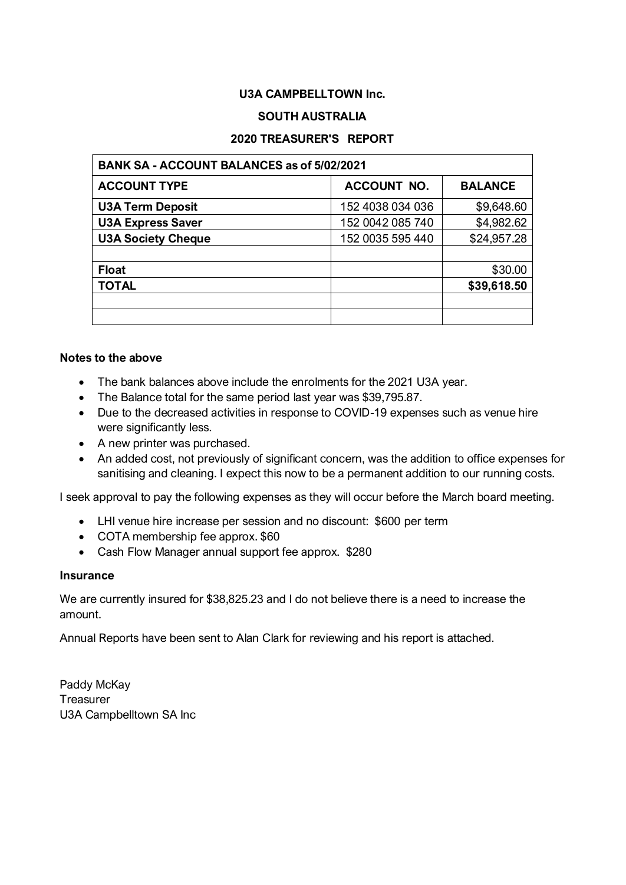# U3A CAMPBELLTOWN Inc.

## SOUTH AUSTRALIA

## 2020 TREASURER'S REPORT

| BANK SA - ACCOUNT BALANCES as of 5/02/2021 | | |
|---|---|---|
| **ACCOUNT TYPE** | **ACCOUNT NO.** | **BALANCE** |
| **U3A Term Deposit** | 152 4038 034 036 | $9,648.60 |
| **U3A Express Saver** | 152 0042 085 740 | $4,982.62 |
| **U3A Society Cheque** | 152 0035 595 440 | $24,957.28 |
| | | |
| **Float** | | $30.00 |
| **TOTAL** | | **$39,618.50** |
| | | |
| | | |

**Notes to the above**

- The bank balances above include the enrolments for the 2021 U3A year.
- The Balance total for the same period last year was $39,795.87.
- Due to the decreased activities in response to COVID-19 expenses such as venue hire were significantly less.
- A new printer was purchased.
- An added cost, not previously of significant concern, was the addition to office expenses for sanitising and cleaning. I expect this now to be a permanent addition to our running costs.

I seek approval to pay the following expenses as they will occur before the March board meeting.

- LHI venue hire increase per session and no discount: $600 per term
- COTA membership fee approx. $60
- Cash Flow Manager annual support fee approx. $280

**Insurance**

We are currently insured for $38,825.23 and I do not believe there is a need to increase the amount.

Annual Reports have been sent to Alan Clark for reviewing and his report is attached.

Paddy McKay
Treasurer
U3A Campbelltown SA Inc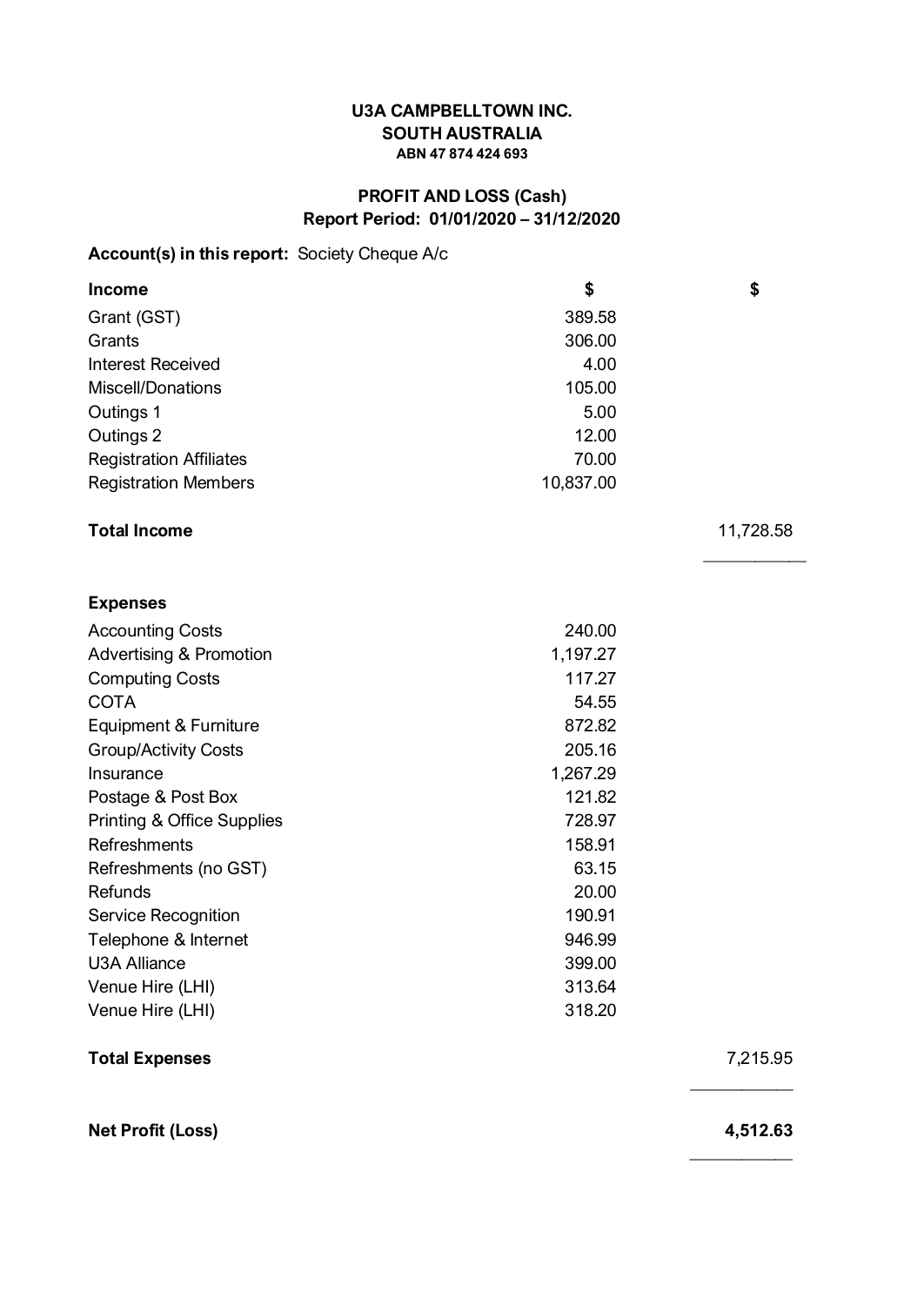**U3A CAMPBELLTOWN INC.**
**SOUTH AUSTRALIA**
**ABN 47 874 424 693**

**PROFIT AND LOSS (Cash)**
**Report Period: 01/01/2020 – 31/12/2020**

**Account(s) in this report:** Society Cheque A/c

| **Income** | **$** | **$** |
|---|---|---|
| Grant (GST) | 389.58 | |
| Grants | 306.00 | |
| Interest Received | 4.00 | |
| Miscell/Donations | 105.00 | |
| Outings 1 | 5.00 | |
| Outings 2 | 12.00 | |
| Registration Affiliates | 70.00 | |
| Registration Members | 10,837.00 | |
| **Total Income** | | 11,728.58 |
| | | |
| **Expenses** | | |
| Accounting Costs | 240.00 | |
| Advertising & Promotion | 1,197.27 | |
| Computing Costs | 117.27 | |
| COTA | 54.55 | |
| Equipment & Furniture | 872.82 | |
| Group/Activity Costs | 205.16 | |
| Insurance | 1,267.29 | |
| Postage & Post Box | 121.82 | |
| Printing & Office Supplies | 728.97 | |
| Refreshments | 158.91 | |
| Refreshments (no GST) | 63.15 | |
| Refunds | 20.00 | |
| Service Recognition | 190.91 | |
| Telephone & Internet | 946.99 | |
| U3A Alliance | 399.00 | |
| Venue Hire (LHI) | 313.64 | |
| Venue Hire (LHI) | 318.20 | |
| **Total Expenses** | | 7,215.95 |
| | | |
| **Net Profit (Loss)** | | **4,512.63** |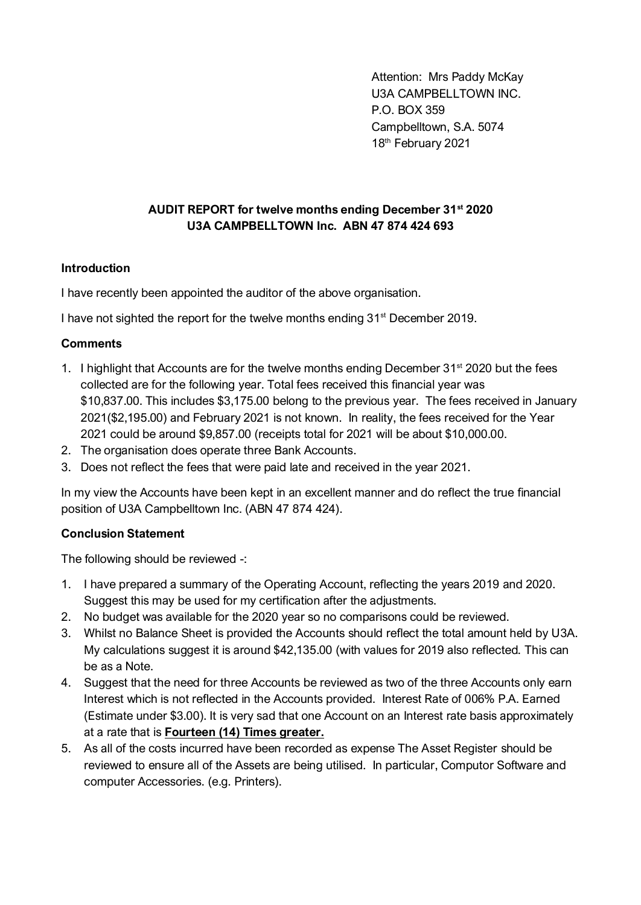Attention: Mrs Paddy McKay
U3A CAMPBELLTOWN INC.
P.O. BOX 359
Campbelltown, S.A. 5074
18th February 2021

**AUDIT REPORT for twelve months ending December 31st 2020**
**U3A CAMPBELLTOWN Inc. ABN 47 874 424 693**

**Introduction**

I have recently been appointed the auditor of the above organisation.

I have not sighted the report for the twelve months ending 31st December 2019.

**Comments**

1. I highlight that Accounts are for the twelve months ending December 31st 2020 but the fees collected are for the following year. Total fees received this financial year was $10,837.00. This includes $3,175.00 belong to the previous year. The fees received in January 2021($2,195.00) and February 2021 is not known. In reality, the fees received for the Year 2021 could be around $9,857.00 (receipts total for 2021 will be about $10,000.00.
2. The organisation does operate three Bank Accounts.
3. Does not reflect the fees that were paid late and received in the year 2021.

In my view the Accounts have been kept in an excellent manner and do reflect the true financial position of U3A Campbelltown Inc. (ABN 47 874 424).

**Conclusion Statement**

The following should be reviewed -:

1. I have prepared a summary of the Operating Account, reflecting the years 2019 and 2020. Suggest this may be used for my certification after the adjustments.
2. No budget was available for the 2020 year so no comparisons could be reviewed.
3. Whilst no Balance Sheet is provided the Accounts should reflect the total amount held by U3A. My calculations suggest it is around $42,135.00 (with values for 2019 also reflected. This can be as a Note.
4. Suggest that the need for three Accounts be reviewed as two of the three Accounts only earn Interest which is not reflected in the Accounts provided. Interest Rate of 006% P.A. Earned (Estimate under $3.00). It is very sad that one Account on an Interest rate basis approximately at a rate that is **<u>Fourteen (14) Times greater.</u>**
5. As all of the costs incurred have been recorded as expense The Asset Register should be reviewed to ensure all of the Assets are being utilised. In particular, Computor Software and computer Accessories. (e.g. Printers).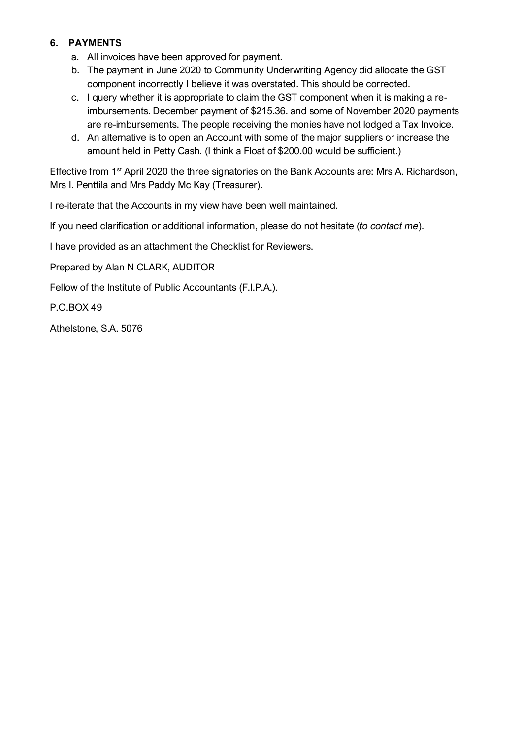## 6. PAYMENTS

a. All invoices have been approved for payment.
b. The payment in June 2020 to Community Underwriting Agency did allocate the GST component incorrectly I believe it was overstated. This should be corrected.
c. I query whether it is appropriate to claim the GST component when it is making a re-imbursements. December payment of $215.36. and some of November 2020 payments are re-imbursements. The people receiving the monies have not lodged a Tax Invoice.
d. An alternative is to open an Account with some of the major suppliers or increase the amount held in Petty Cash. (I think a Float of $200.00 would be sufficient.)

Effective from 1st April 2020 the three signatories on the Bank Accounts are: Mrs A. Richardson, Mrs I. Penttila and Mrs Paddy Mc Kay (Treasurer).

I re-iterate that the Accounts in my view have been well maintained.

If you need clarification or additional information, please do not hesitate (*to contact me*).

I have provided as an attachment the Checklist for Reviewers.

Prepared by Alan N CLARK, AUDITOR

Fellow of the Institute of Public Accountants (F.I.P.A.).

P.O.BOX 49

Athelstone, S.A. 5076